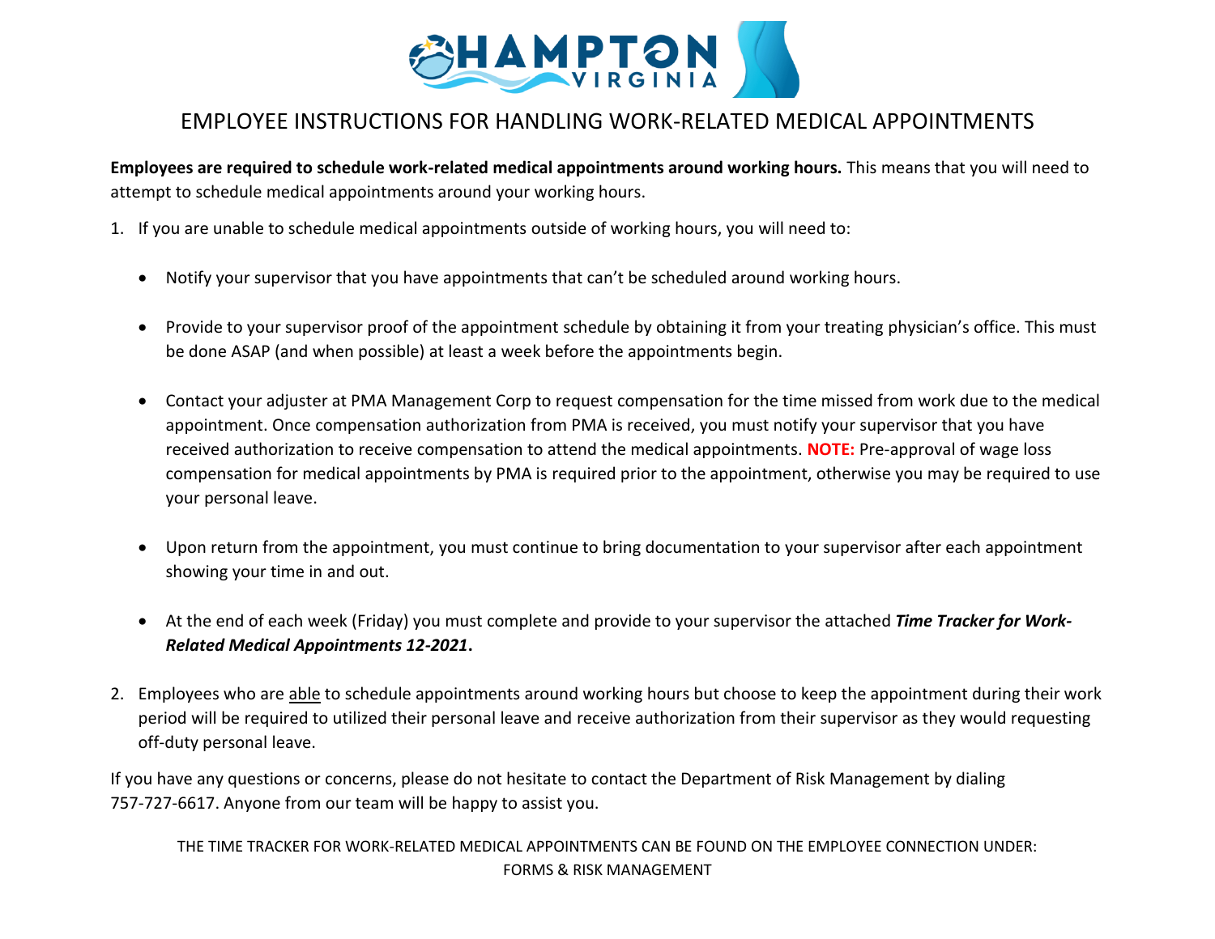HAMPTON VIRGINIA

# EMPLOYEE INSTRUCTIONS FOR HANDLING WORK-RELATED MEDICAL APPOINTMENTS

**Employees are required to schedule work-related medical appointments around working hours.** This means that you will need to attempt to schedule medical appointments around your working hours.

1. If you are unable to schedule medical appointments outside of working hours, you will need to:

    - Notify your supervisor that you have appointments that can't be scheduled around working hours.

    - Provide to your supervisor proof of the appointment schedule by obtaining it from your treating physician's office. This must be done ASAP (and when possible) at least a week before the appointments begin.

    - Contact your adjuster at PMA Management Corp to request compensation for the time missed from work due to the medical appointment. Once compensation authorization from PMA is received, you must notify your supervisor that you have received authorization to receive compensation to attend the medical appointments. **NOTE:** Pre-approval of wage loss compensation for medical appointments by PMA is required prior to the appointment, otherwise you may be required to use your personal leave.

    - Upon return from the appointment, you must continue to bring documentation to your supervisor after each appointment showing your time in and out.

    - At the end of each week (Friday) you must complete and provide to your supervisor the attached ***Time Tracker for Work-Related Medical Appointments 12-2021*****.**

2. Employees who are able to schedule appointments around working hours but choose to keep the appointment during their work period will be required to utilized their personal leave and receive authorization from their supervisor as they would requesting off-duty personal leave.

If you have any questions or concerns, please do not hesitate to contact the Department of Risk Management by dialing 757-727-6617. Anyone from our team will be happy to assist you.

THE TIME TRACKER FOR WORK-RELATED MEDICAL APPOINTMENTS CAN BE FOUND ON THE EMPLOYEE CONNECTION UNDER: FORMS & RISK MANAGEMENT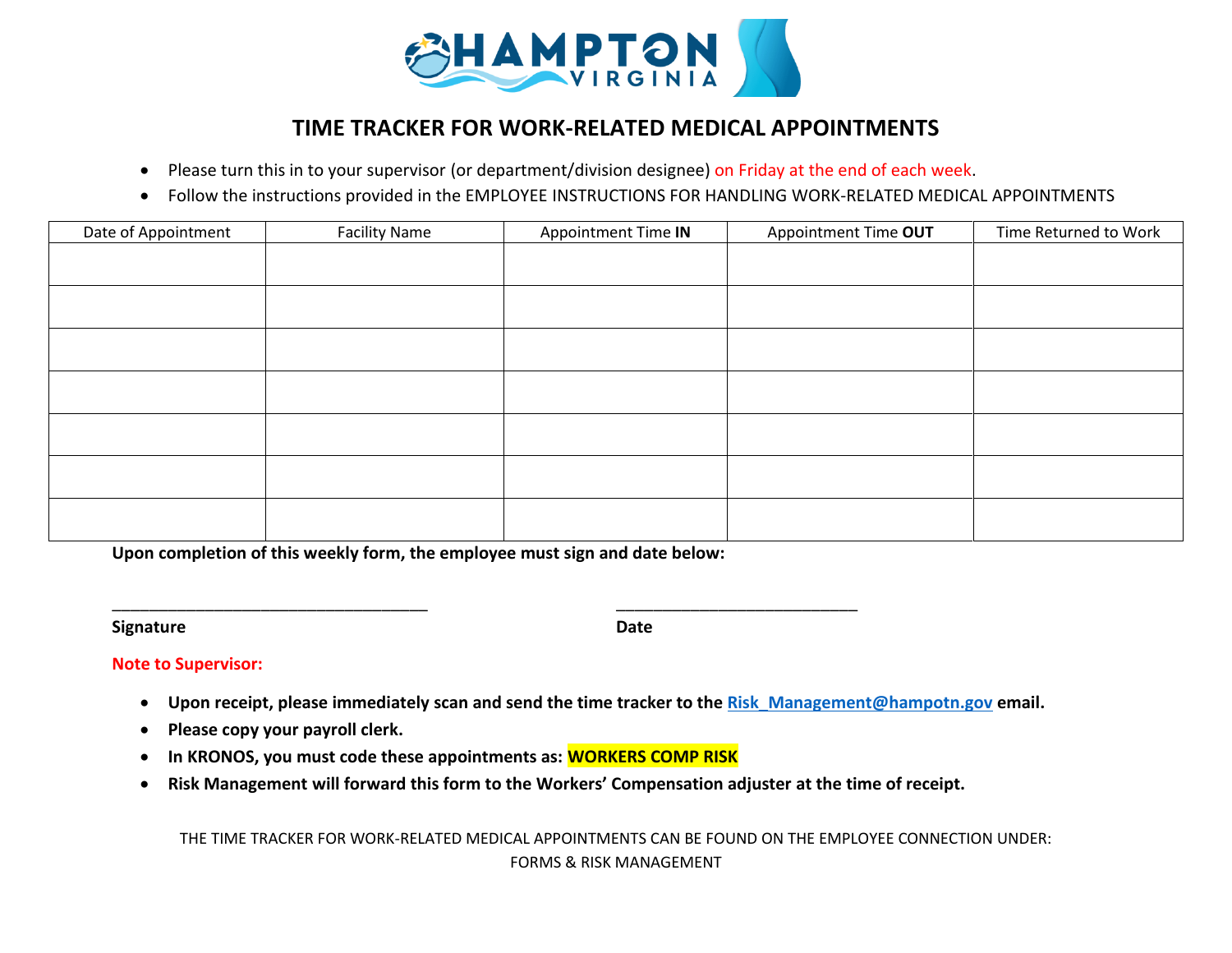# TIME TRACKER FOR WORK-RELATED MEDICAL APPOINTMENTS

- Please turn this in to your supervisor (or department/division designee) on Friday at the end of each week.
- Follow the instructions provided in the EMPLOYEE INSTRUCTIONS FOR HANDLING WORK-RELATED MEDICAL APPOINTMENTS

| Date of Appointment | Facility Name | Appointment Time **IN** | Appointment Time **OUT** | Time Returned to Work |
|---|---|---|---|---|
| | | | | |
| | | | | |
| | | | | |
| | | | | |
| | | | | |
| | | | | |
| | | | | |

**Upon completion of this weekly form, the employee must sign and date below:**

___________________________________ ___________________________

**Signature** **Date**

**Note to Supervisor:**

- **Upon receipt, please immediately scan and send the time tracker to the Risk_Management@hampotn.gov email.**
- **Please copy your payroll clerk.**
- **In KRONOS, you must code these appointments as: WORKERS COMP RISK**
- **Risk Management will forward this form to the Workers' Compensation adjuster at the time of receipt.**

THE TIME TRACKER FOR WORK-RELATED MEDICAL APPOINTMENTS CAN BE FOUND ON THE EMPLOYEE CONNECTION UNDER: FORMS & RISK MANAGEMENT